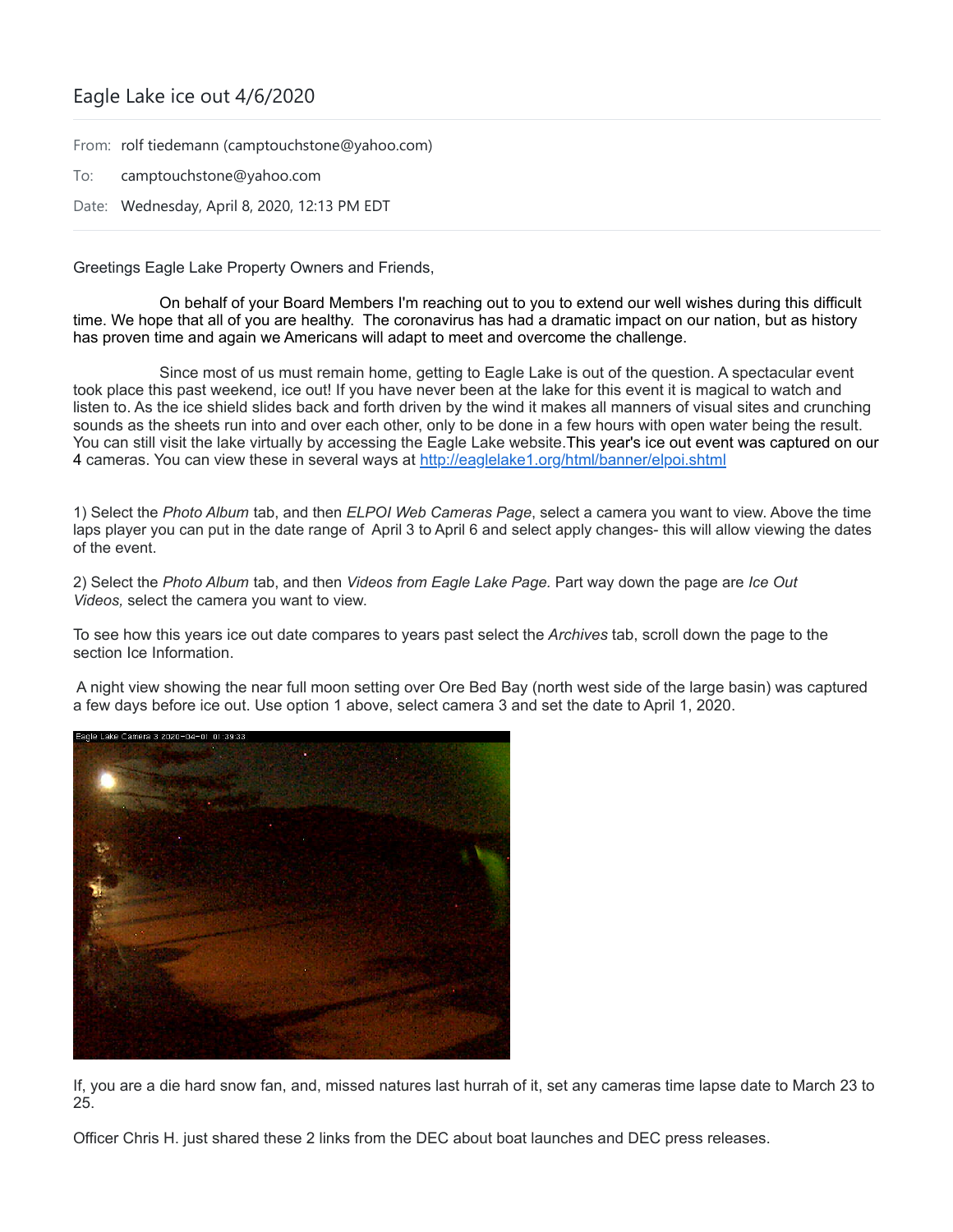# Eagle Lake ice out 4/6/2020

From: rolf tiedemann (camptouchstone@yahoo.com)

To: camptouchstone@yahoo.com

Date: Wednesday, April 8, 2020, 12:13 PM EDT

---

Greetings Eagle Lake Property Owners and Friends,

On behalf of your Board Members I'm reaching out to you to extend our well wishes during this difficult time. We hope that all of you are healthy. The coronavirus has had a dramatic impact on our nation, but as history has proven time and again we Americans will adapt to meet and overcome the challenge.

Since most of us must remain home, getting to Eagle Lake is out of the question. A spectacular event took place this past weekend, ice out! If you have never been at the lake for this event it is magical to watch and listen to. As the ice shield slides back and forth driven by the wind it makes all manners of visual sites and crunching sounds as the sheets run into and over each other, only to be done in a few hours with open water being the result. You can still visit the lake virtually by accessing the Eagle Lake website.This year's ice out event was captured on our 4 cameras. You can view these in several ways at http://eaglelake1.org/html/banner/elpoi.shtml

1) Select the *Photo Album* tab, and then *ELPOI Web Cameras Page*, select a camera you want to view. Above the time laps player you can put in the date range of April 3 to April 6 and select apply changes- this will allow viewing the dates of the event.

2) Select the *Photo Album* tab, and then *Videos from Eagle Lake Page.* Part way down the page are *Ice Out Videos,* select the camera you want to view.

To see how this years ice out date compares to years past select the *Archives* tab, scroll down the page to the section Ice Information.

A night view showing the near full moon setting over Ore Bed Bay (north west side of the large basin) was captured a few days before ice out. Use option 1 above, select camera 3 and set the date to April 1, 2020.

If, you are a die hard snow fan, and, missed natures last hurrah of it, set any cameras time lapse date to March 23 to 25.

Officer Chris H. just shared these 2 links from the DEC about boat launches and DEC press releases.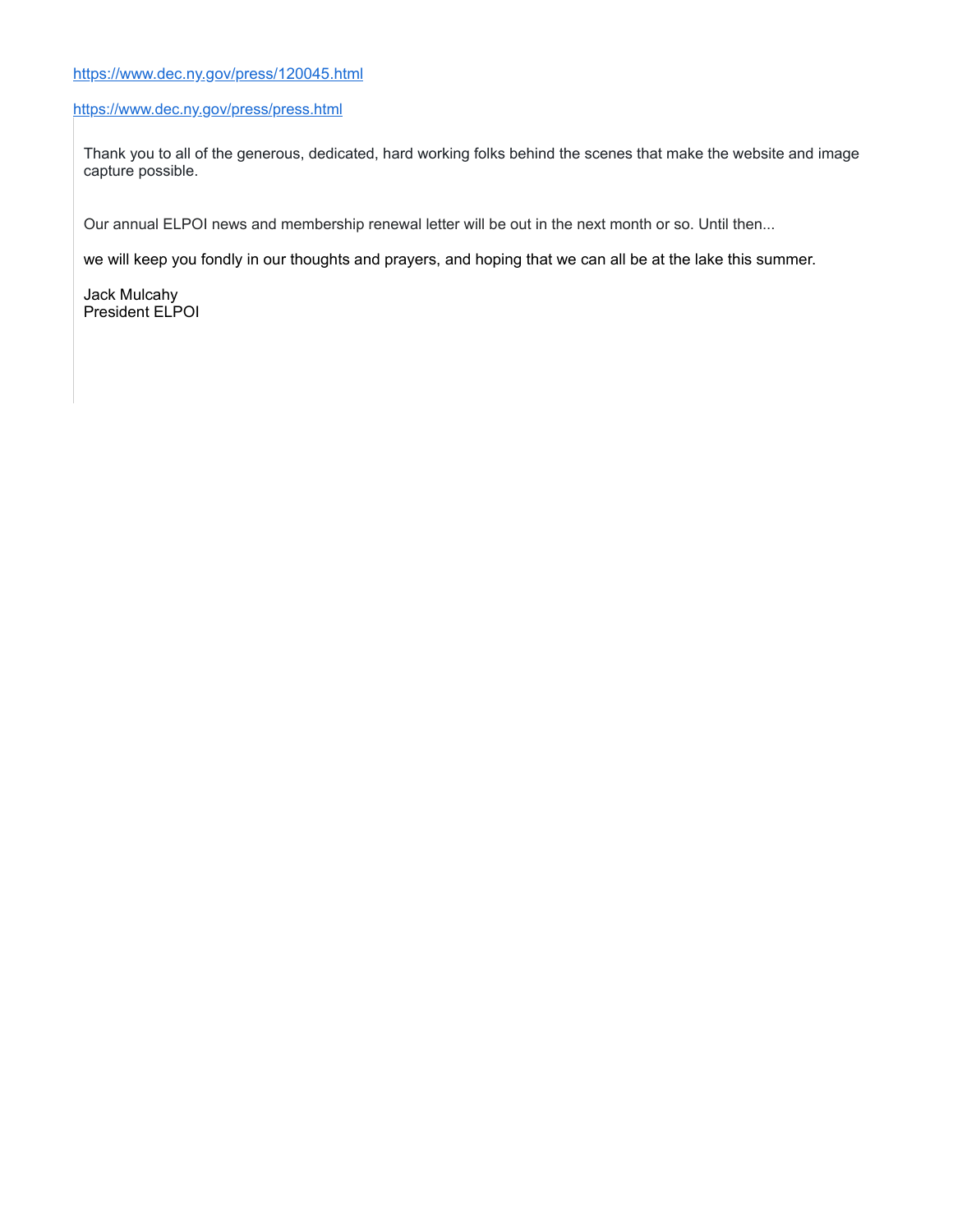https://www.dec.ny.gov/press/120045.html

https://www.dec.ny.gov/press/press.html

Thank you to all of the generous, dedicated, hard working folks behind the scenes that make the website and image capture possible.

Our annual ELPOI news and membership renewal letter will be out in the next month or so. Until then...

we will keep you fondly in our thoughts and prayers, and hoping that we can all be at the lake this summer.

Jack Mulcahy
President ELPOI